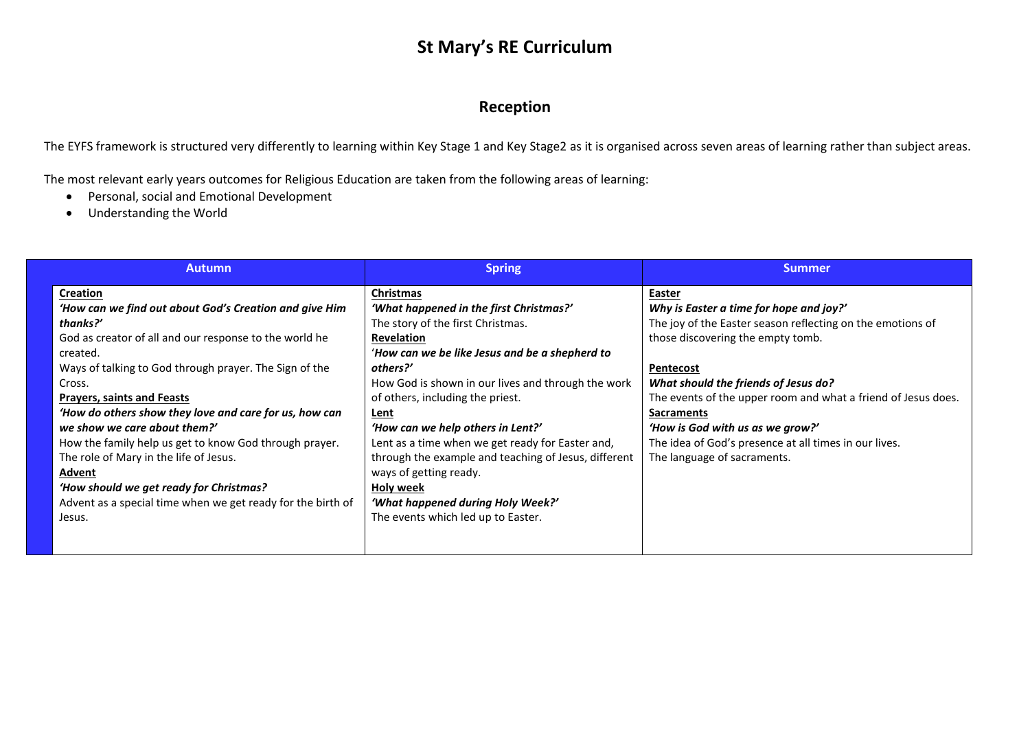# St Mary's RE Curriculum

## Reception

The EYFS framework is structured very differently to learning within Key Stage 1 and Key Stage2 as it is organised across seven areas of learning rather than subject areas.

The most relevant early years outcomes for Religious Education are taken from the following areas of learning:

- Personal, social and Emotional Development
- Understanding the World

| Autumn | Spring | Summer |
|---|---|---|
| **Creation**<br>***'How can we find out about God's Creation and give Him thanks?'***<br>God as creator of all and our response to the world he created.<br>Ways of talking to God through prayer. The Sign of the Cross.<br>**Prayers, saints and Feasts**<br>***'How do others show they love and care for us, how can we show we care about them?'***<br>How the family help us get to know God through prayer.<br>The role of Mary in the life of Jesus.<br>**Advent**<br>***'How should we get ready for Christmas?***<br>Advent as a special time when we get ready for the birth of Jesus. | **Christmas**<br>***'What happened in the first Christmas?'***<br>The story of the first Christmas.<br>**Revelation**<br>'***How can we be like Jesus and be a shepherd to others?'***<br>How God is shown in our lives and through the work of others, including the priest.<br>**Lent**<br>***'How can we help others in Lent?'***<br>Lent as a time when we get ready for Easter and, through the example and teaching of Jesus, different ways of getting ready.<br>**Holy week**<br>***'What happened during Holy Week?'***<br>The events which led up to Easter. | **Easter**<br>***Why is Easter a time for hope and joy?'***<br>The joy of the Easter season reflecting on the emotions of those discovering the empty tomb.<br><br>**Pentecost**<br>***What should the friends of Jesus do?***<br>The events of the upper room and what a friend of Jesus does.<br>**Sacraments**<br>***'How is God with us as we grow?'***<br>The idea of God's presence at all times in our lives.<br>The language of sacraments. |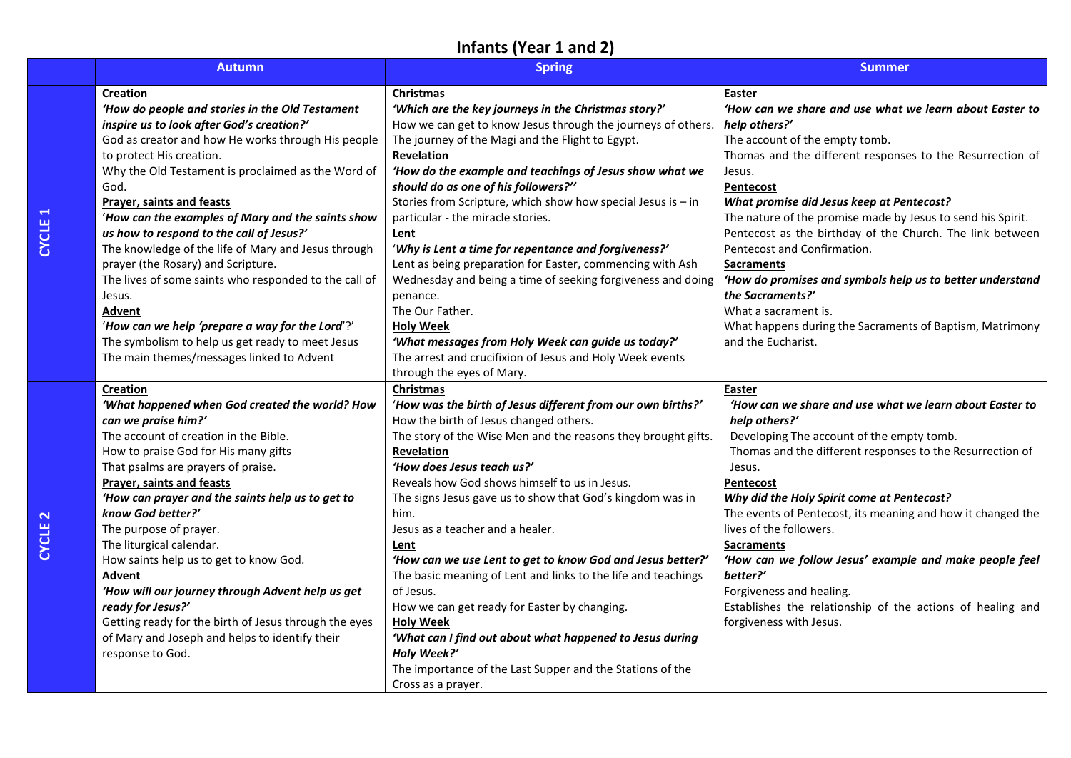# Infants (Year 1 and 2)

| | Autumn | Spring | Summer |
|---|---|---|---|
| **CYCLE 1** | **Creation**<br>***'How do people and stories in the Old Testament inspire us to look after God's creation?'***<br>God as creator and how He works through His people to protect His creation.<br>Why the Old Testament is proclaimed as the Word of God.<br>**Prayer, saints and feasts**<br>'***How can the examples of Mary and the saints show us how to respond to the call of Jesus?'***<br>The knowledge of the life of Mary and Jesus through prayer (the Rosary) and Scripture.<br>The lives of some saints who responded to the call of Jesus.<br>**Advent**<br>'***How can we help 'prepare a way for the Lord***'?'<br>The symbolism to help us get ready to meet Jesus<br>The main themes/messages linked to Advent | **Christmas**<br>***'Which are the key journeys in the Christmas story?'***<br>How we can get to know Jesus through the journeys of others.<br>The journey of the Magi and the Flight to Egypt.<br>**Revelation**<br>***'How do the example and teachings of Jesus show what we should do as one of his followers?''***<br>Stories from Scripture, which show how special Jesus is – in particular - the miracle stories.<br>**Lent**<br>'***Why is Lent a time for repentance and forgiveness?'***<br>Lent as being preparation for Easter, commencing with Ash Wednesday and being a time of seeking forgiveness and doing penance.<br>The Our Father.<br>**Holy Week**<br>***'What messages from Holy Week can guide us today?'***<br>The arrest and crucifixion of Jesus and Holy Week events through the eyes of Mary. | **Easter**<br>***'How can we share and use what we learn about Easter to help others?'***<br>The account of the empty tomb.<br>Thomas and the different responses to the Resurrection of Jesus.<br>**Pentecost**<br>***What promise did Jesus keep at Pentecost?***<br>The nature of the promise made by Jesus to send his Spirit.<br>Pentecost as the birthday of the Church. The link between Pentecost and Confirmation.<br>**Sacraments**<br>***'How do promises and symbols help us to better understand the Sacraments?'***<br>What a sacrament is.<br>What happens during the Sacraments of Baptism, Matrimony and the Eucharist. |
| **CYCLE 2** | **Creation**<br>***'What happened when God created the world? How can we praise him?'***<br>The account of creation in the Bible.<br>How to praise God for His many gifts<br>That psalms are prayers of praise.<br>**Prayer, saints and feasts**<br>***'How can prayer and the saints help us to get to know God better?'***<br>The purpose of prayer.<br>The liturgical calendar.<br>How saints help us to get to know God.<br>**Advent**<br>***'How will our journey through Advent help us get ready for Jesus?'***<br>Getting ready for the birth of Jesus through the eyes of Mary and Joseph and helps to identify their response to God. | **Christmas**<br>'***How was the birth of Jesus different from our own births?'***<br>How the birth of Jesus changed others.<br>The story of the Wise Men and the reasons they brought gifts.<br>**Revelation**<br>***'How does Jesus teach us?'***<br>Reveals how God shows himself to us in Jesus.<br>The signs Jesus gave us to show that God's kingdom was in him.<br>Jesus as a teacher and a healer.<br>**Lent**<br>***'How can we use Lent to get to know God and Jesus better?'***<br>The basic meaning of Lent and links to the life and teachings of Jesus.<br>How we can get ready for Easter by changing.<br>**Holy Week**<br>***'What can I find out about what happened to Jesus during Holy Week?'***<br>The importance of the Last Supper and the Stations of the Cross as a prayer. | **Easter**<br>***'How can we share and use what we learn about Easter to help others?'***<br>Developing The account of the empty tomb.<br>Thomas and the different responses to the Resurrection of Jesus.<br>**Pentecost**<br>***Why did the Holy Spirit come at Pentecost?***<br>The events of Pentecost, its meaning and how it changed the lives of the followers.<br>**Sacraments**<br>***'How can we follow Jesus' example and make people feel better?'***<br>Forgiveness and healing.<br>Establishes the relationship of the actions of healing and forgiveness with Jesus. |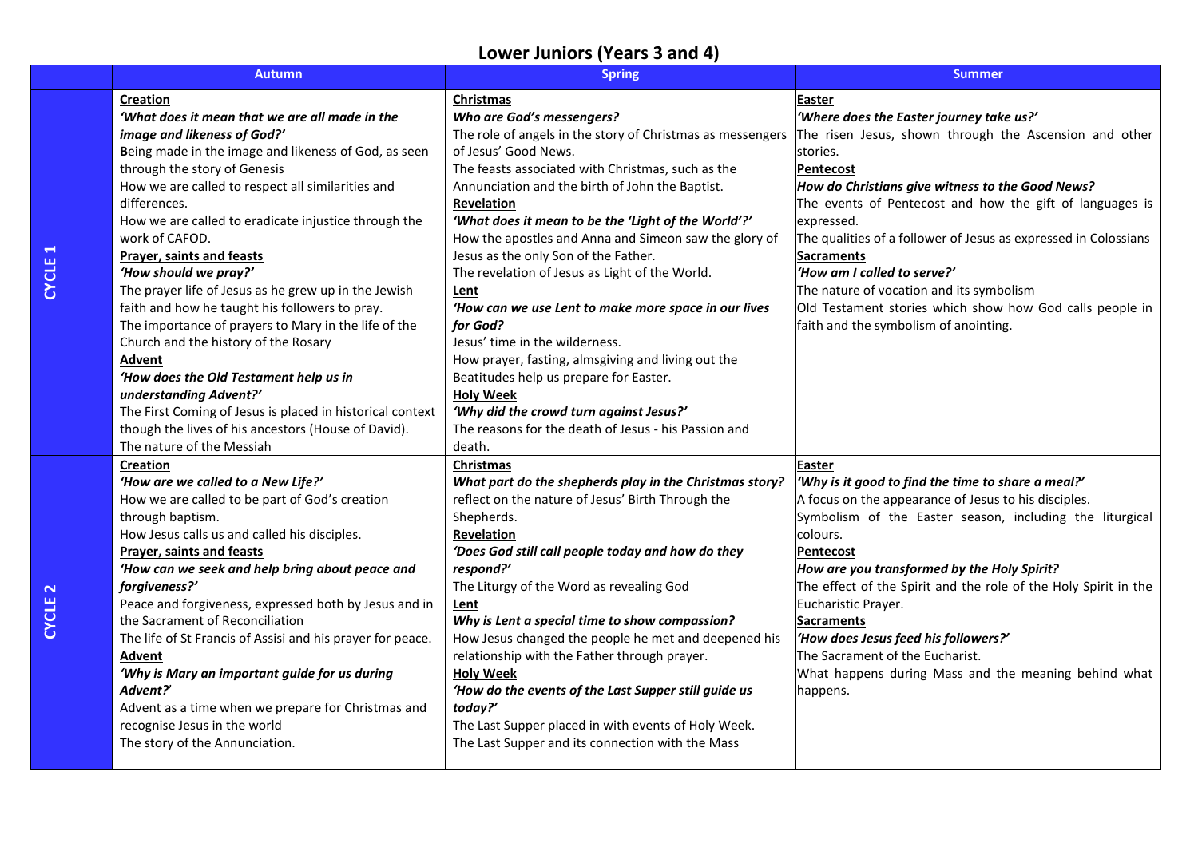# Lower Juniors (Years 3 and 4)

| | Autumn | Spring | Summer |
|---|---|---|---|
| **CYCLE 1** | **Creation**<br>***'What does it mean that we are all made in the image and likeness of God?'***<br>Being made in the image and likeness of God, as seen through the story of Genesis<br>How we are called to respect all similarities and differences.<br>How we are called to eradicate injustice through the work of CAFOD.<br>**Prayer, saints and feasts**<br>***'How should we pray?'***<br>The prayer life of Jesus as he grew up in the Jewish faith and how he taught his followers to pray.<br>The importance of prayers to Mary in the life of the Church and the history of the Rosary<br>**Advent**<br>***'How does the Old Testament help us in understanding Advent?'***<br>The First Coming of Jesus is placed in historical context though the lives of his ancestors (House of David).<br>The nature of the Messiah | **Christmas**<br>***Who are God's messengers?***<br>The role of angels in the story of Christmas as messengers of Jesus' Good News.<br>The feasts associated with Christmas, such as the Annunciation and the birth of John the Baptist.<br>**Revelation**<br>***'What does it mean to be the 'Light of the World'?'***<br>How the apostles and Anna and Simeon saw the glory of Jesus as the only Son of the Father.<br>The revelation of Jesus as Light of the World.<br>**Lent**<br>***'How can we use Lent to make more space in our lives for God?***<br>Jesus' time in the wilderness.<br>How prayer, fasting, almsgiving and living out the Beatitudes help us prepare for Easter.<br>**Holy Week**<br>***'Why did the crowd turn against Jesus?'***<br>The reasons for the death of Jesus - his Passion and death. | **Easter**<br>***'Where does the Easter journey take us?'***<br>The risen Jesus, shown through the Ascension and other stories.<br>**Pentecost**<br>***How do Christians give witness to the Good News?***<br>The events of Pentecost and how the gift of languages is expressed.<br>The qualities of a follower of Jesus as expressed in Colossians<br>**Sacraments**<br>***'How am I called to serve?'***<br>The nature of vocation and its symbolism<br>Old Testament stories which show how God calls people in faith and the symbolism of anointing. |
| **CYCLE 2** | **Creation**<br>***'How are we called to a New Life?'***<br>How we are called to be part of God's creation through baptism.<br>How Jesus calls us and called his disciples.<br>**Prayer, saints and feasts**<br>***'How can we seek and help bring about peace and forgiveness?'***<br>Peace and forgiveness, expressed both by Jesus and in the Sacrament of Reconciliation<br>The life of St Francis of Assisi and his prayer for peace.<br>**Advent**<br>***'Why is Mary an important guide for us during Advent?'***<br>Advent as a time when we prepare for Christmas and recognise Jesus in the world<br>The story of the Annunciation. | **Christmas**<br>***What part do the shepherds play in the Christmas story?***<br>reflect on the nature of Jesus' Birth Through the Shepherds.<br>**Revelation**<br>***'Does God still call people today and how do they respond?'***<br>The Liturgy of the Word as revealing God<br>**Lent**<br>***Why is Lent a special time to show compassion?***<br>How Jesus changed the people he met and deepened his relationship with the Father through prayer.<br>**Holy Week**<br>***'How do the events of the Last Supper still guide us today?'***<br>The Last Supper placed in with events of Holy Week.<br>The Last Supper and its connection with the Mass | **Easter**<br>***'Why is it good to find the time to share a meal?'***<br>A focus on the appearance of Jesus to his disciples.<br>Symbolism of the Easter season, including the liturgical colours.<br>**Pentecost**<br>***How are you transformed by the Holy Spirit?***<br>The effect of the Spirit and the role of the Holy Spirit in the Eucharistic Prayer.<br>**Sacraments**<br>***'How does Jesus feed his followers?'***<br>The Sacrament of the Eucharist.<br>What happens during Mass and the meaning behind what happens. |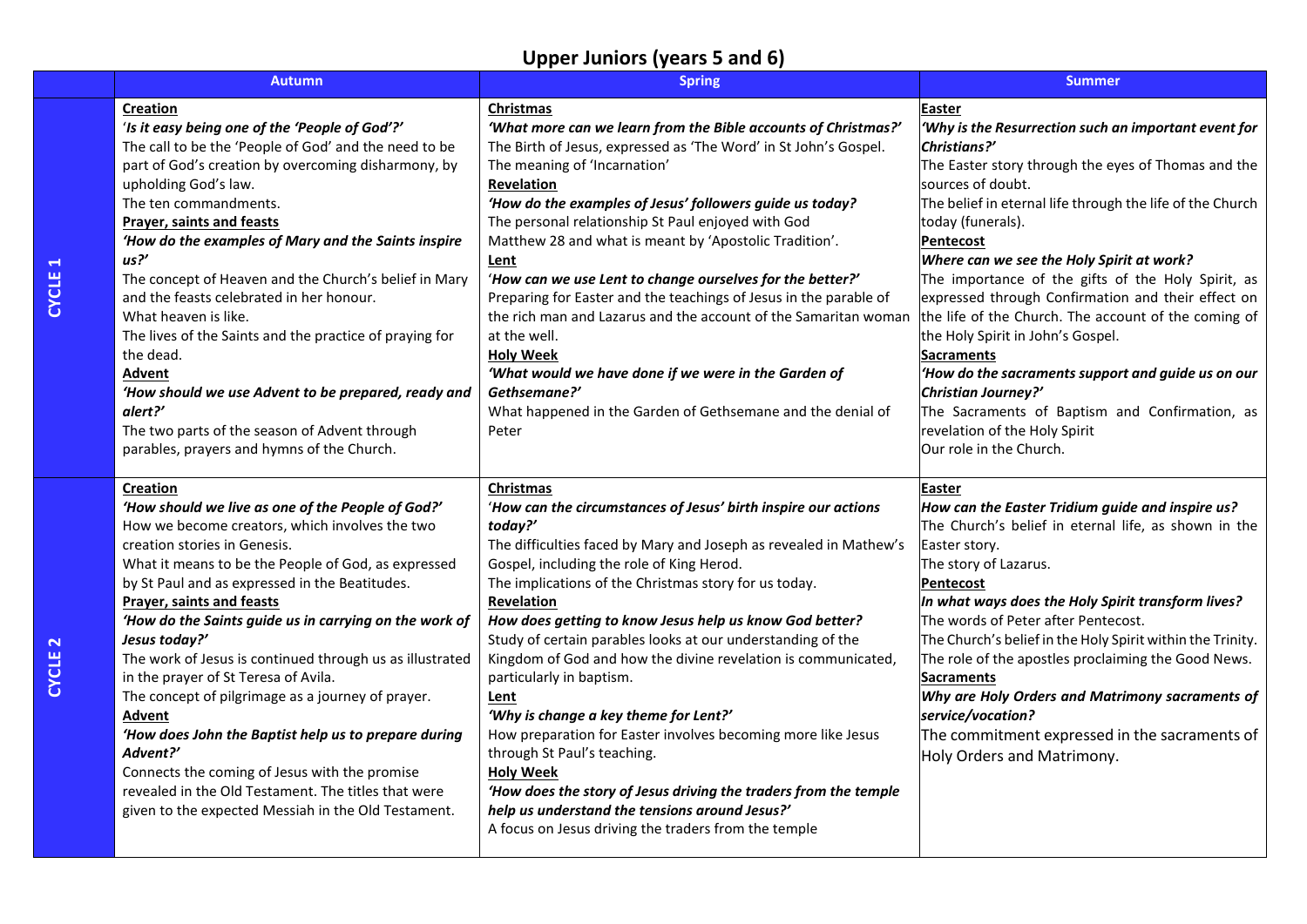# Upper Juniors (years 5 and 6)

| | Autumn | Spring | Summer |
|---|---|---|---|
| **CYCLE 1** | **Creation**<br>*'Is it easy being one of the 'People of God'?'*<br>The call to be the 'People of God' and the need to be part of God's creation by overcoming disharmony, by upholding God's law.<br>The ten commandments.<br>**Prayer, saints and feasts**<br>***'How do the examples of Mary and the Saints inspire us?'***<br>The concept of Heaven and the Church's belief in Mary and the feasts celebrated in her honour.<br>What heaven is like.<br>The lives of the Saints and the practice of praying for the dead.<br>**Advent**<br>***'How should we use Advent to be prepared, ready and alert?'***<br>The two parts of the season of Advent through parables, prayers and hymns of the Church. | **Christmas**<br>***'What more can we learn from the Bible accounts of Christmas?'***<br>The Birth of Jesus, expressed as 'The Word' in St John's Gospel.<br>The meaning of 'Incarnation'<br>**Revelation**<br>***'How do the examples of Jesus' followers guide us today?***<br>The personal relationship St Paul enjoyed with God<br>Matthew 28 and what is meant by 'Apostolic Tradition'.<br>**Lent**<br>'***How can we use Lent to change ourselves for the better?'***<br>Preparing for Easter and the teachings of Jesus in the parable of the rich man and Lazarus and the account of the Samaritan woman at the well.<br>**Holy Week**<br>***'What would we have done if we were in the Garden of Gethsemane?'***<br>What happened in the Garden of Gethsemane and the denial of Peter | **Easter**<br>***'Why is the Resurrection such an important event for Christians?'***<br>The Easter story through the eyes of Thomas and the sources of doubt.<br>The belief in eternal life through the life of the Church today (funerals).<br>**Pentecost**<br>***Where can we see the Holy Spirit at work?***<br>The importance of the gifts of the Holy Spirit, as expressed through Confirmation and their effect on the life of the Church. The account of the coming of the Holy Spirit in John's Gospel.<br>**Sacraments**<br>***'How do the sacraments support and guide us on our Christian Journey?'***<br>The Sacraments of Baptism and Confirmation, as revelation of the Holy Spirit<br>Our role in the Church. |
| **CYCLE 2** | **Creation**<br>***'How should we live as one of the People of God?'***<br>How we become creators, which involves the two creation stories in Genesis.<br>What it means to be the People of God, as expressed by St Paul and as expressed in the Beatitudes.<br>**Prayer, saints and feasts**<br>***'How do the Saints guide us in carrying on the work of Jesus today?'***<br>The work of Jesus is continued through us as illustrated in the prayer of St Teresa of Avila.<br>The concept of pilgrimage as a journey of prayer.<br>**Advent**<br>***'How does John the Baptist help us to prepare during Advent?'***<br>Connects the coming of Jesus with the promise revealed in the Old Testament. The titles that were given to the expected Messiah in the Old Testament. | **Christmas**<br>'***How can the circumstances of Jesus' birth inspire our actions today?'***<br>The difficulties faced by Mary and Joseph as revealed in Mathew's Gospel, including the role of King Herod.<br>The implications of the Christmas story for us today.<br>**Revelation**<br>***How does getting to know Jesus help us know God better?***<br>Study of certain parables looks at our understanding of the Kingdom of God and how the divine revelation is communicated, particularly in baptism.<br>**Lent**<br>***'Why is change a key theme for Lent?'***<br>How preparation for Easter involves becoming more like Jesus through St Paul's teaching.<br>**Holy Week**<br>***'How does the story of Jesus driving the traders from the temple help us understand the tensions around Jesus?'***<br>A focus on Jesus driving the traders from the temple | **Easter**<br>***How can the Easter Tridium guide and inspire us?***<br>The Church's belief in eternal life, as shown in the Easter story.<br>The story of Lazarus.<br>**Pentecost**<br>***In what ways does the Holy Spirit transform lives?***<br>The words of Peter after Pentecost.<br>The Church's belief in the Holy Spirit within the Trinity.<br>The role of the apostles proclaiming the Good News.<br>**Sacraments**<br>***Why are Holy Orders and Matrimony sacraments of service/vocation?***<br>The commitment expressed in the sacraments of Holy Orders and Matrimony. |